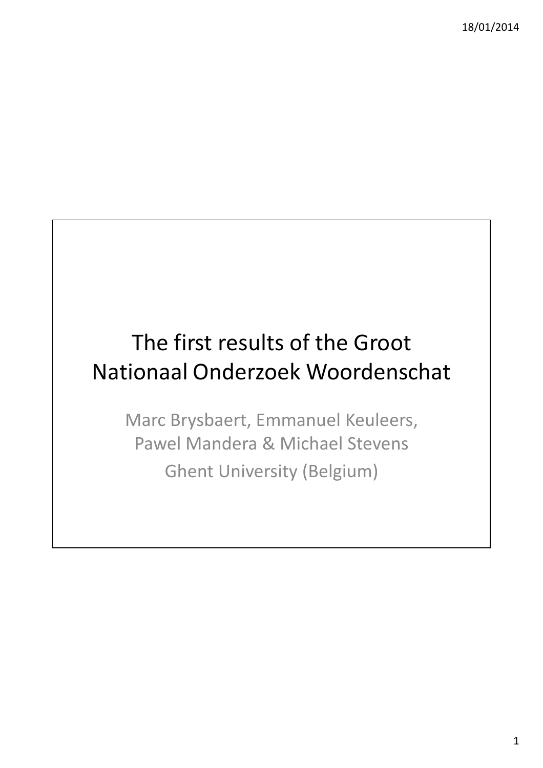# The first results of the Groot Nationaal Onderzoek Woordenschat

Marc Brysbaert, Emmanuel Keuleers, Pawel Mandera & Michael Stevens

Ghent University (Belgium)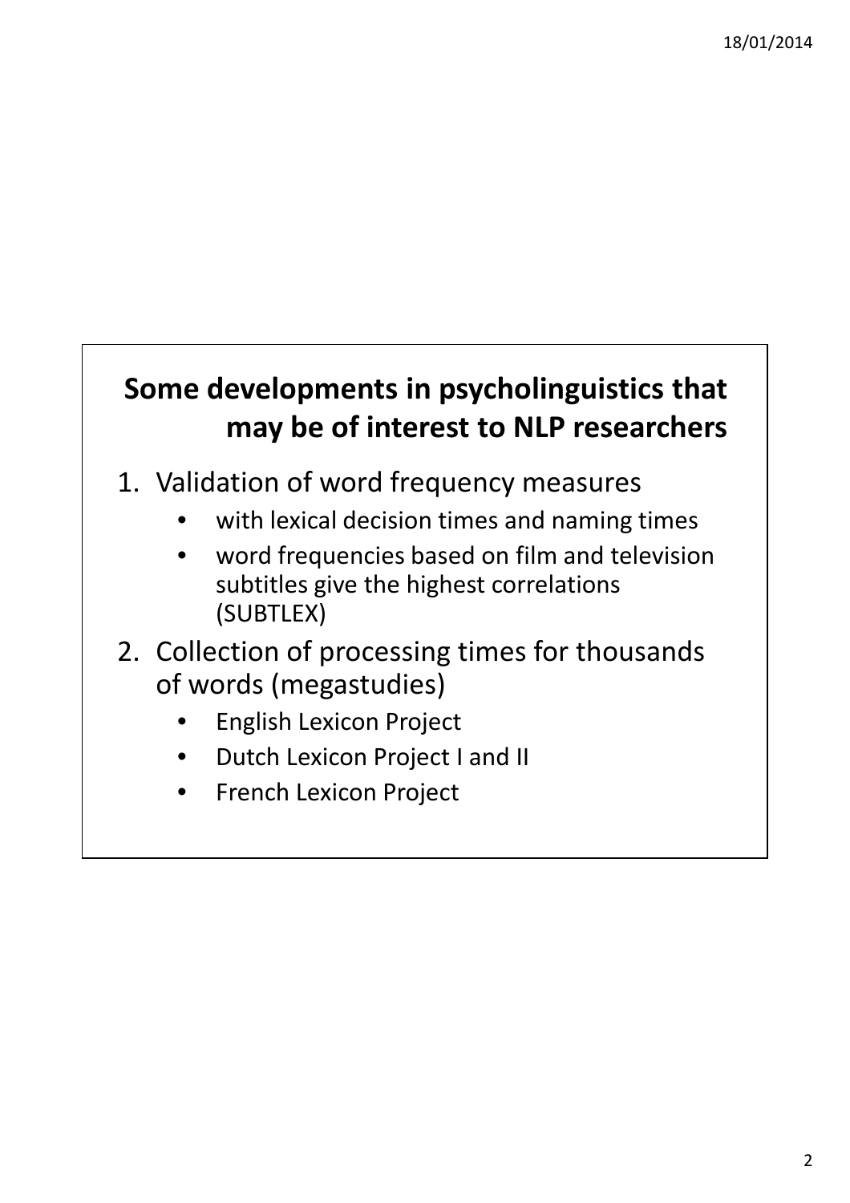## Some developments in psycholinguistics that may be of interest to NLP researchers

1. Validation of word frequency measures
   - with lexical decision times and naming times
   - word frequencies based on film and television subtitles give the highest correlations (SUBTLEX)
2. Collection of processing times for thousands of words (megastudies)
   - English Lexicon Project
   - Dutch Lexicon Project I and II
   - French Lexicon Project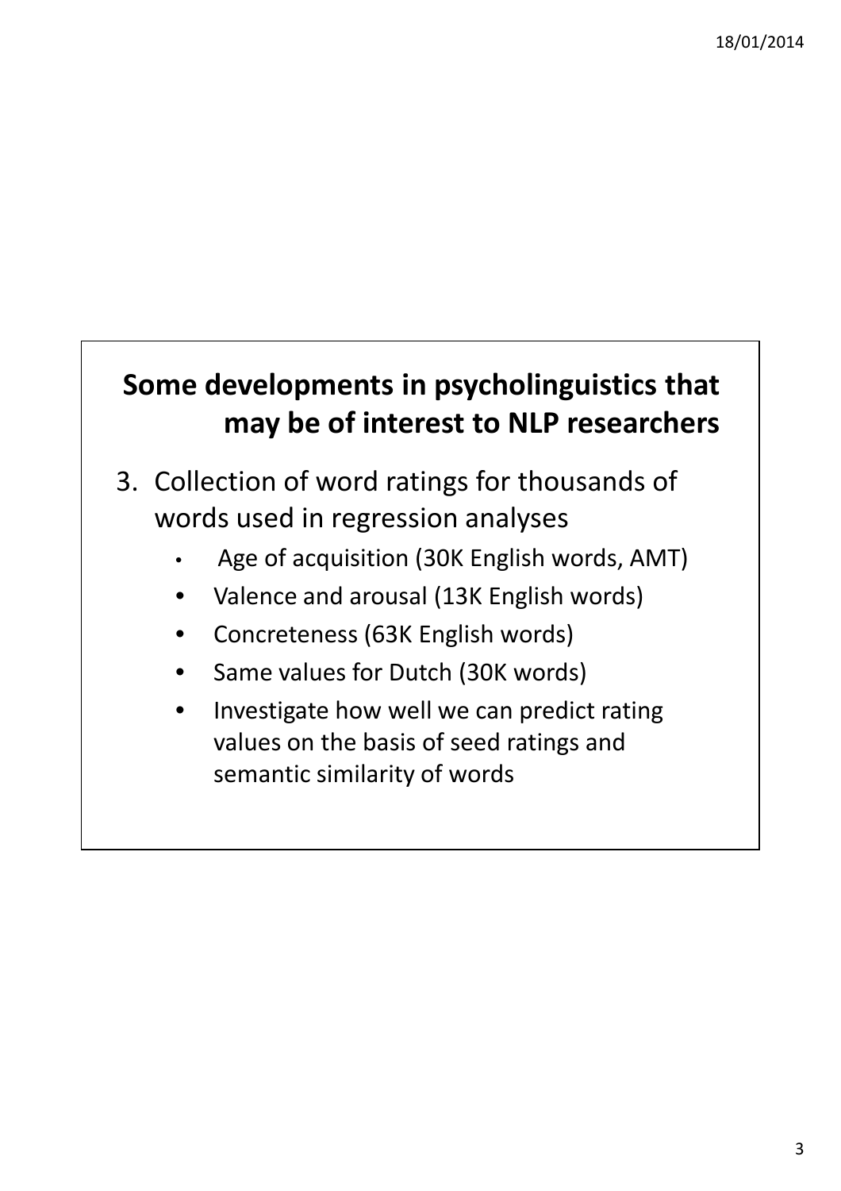## Some developments in psycholinguistics that may be of interest to NLP researchers

3. Collection of word ratings for thousands of words used in regression analyses
   - Age of acquisition (30K English words, AMT)
   - Valence and arousal (13K English words)
   - Concreteness (63K English words)
   - Same values for Dutch (30K words)
   - Investigate how well we can predict rating values on the basis of seed ratings and semantic similarity of words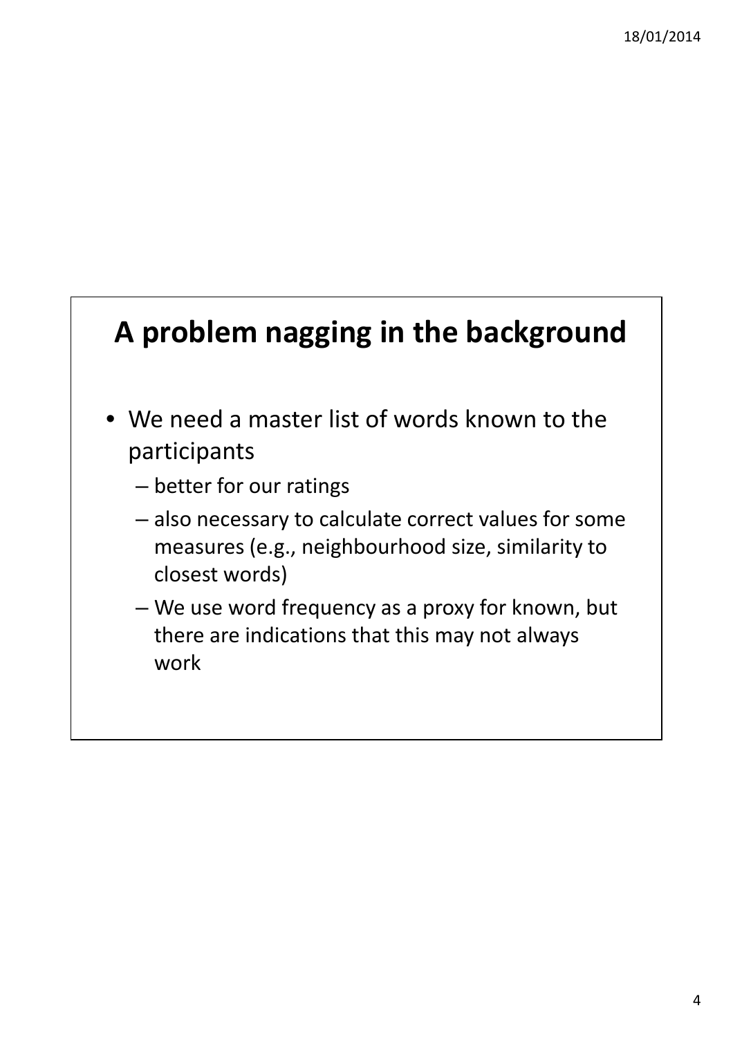## A problem nagging in the background

- We need a master list of words known to the participants
  - better for our ratings
  - also necessary to calculate correct values for some measures (e.g., neighbourhood size, similarity to closest words)
  - We use word frequency as a proxy for known, but there are indications that this may not always work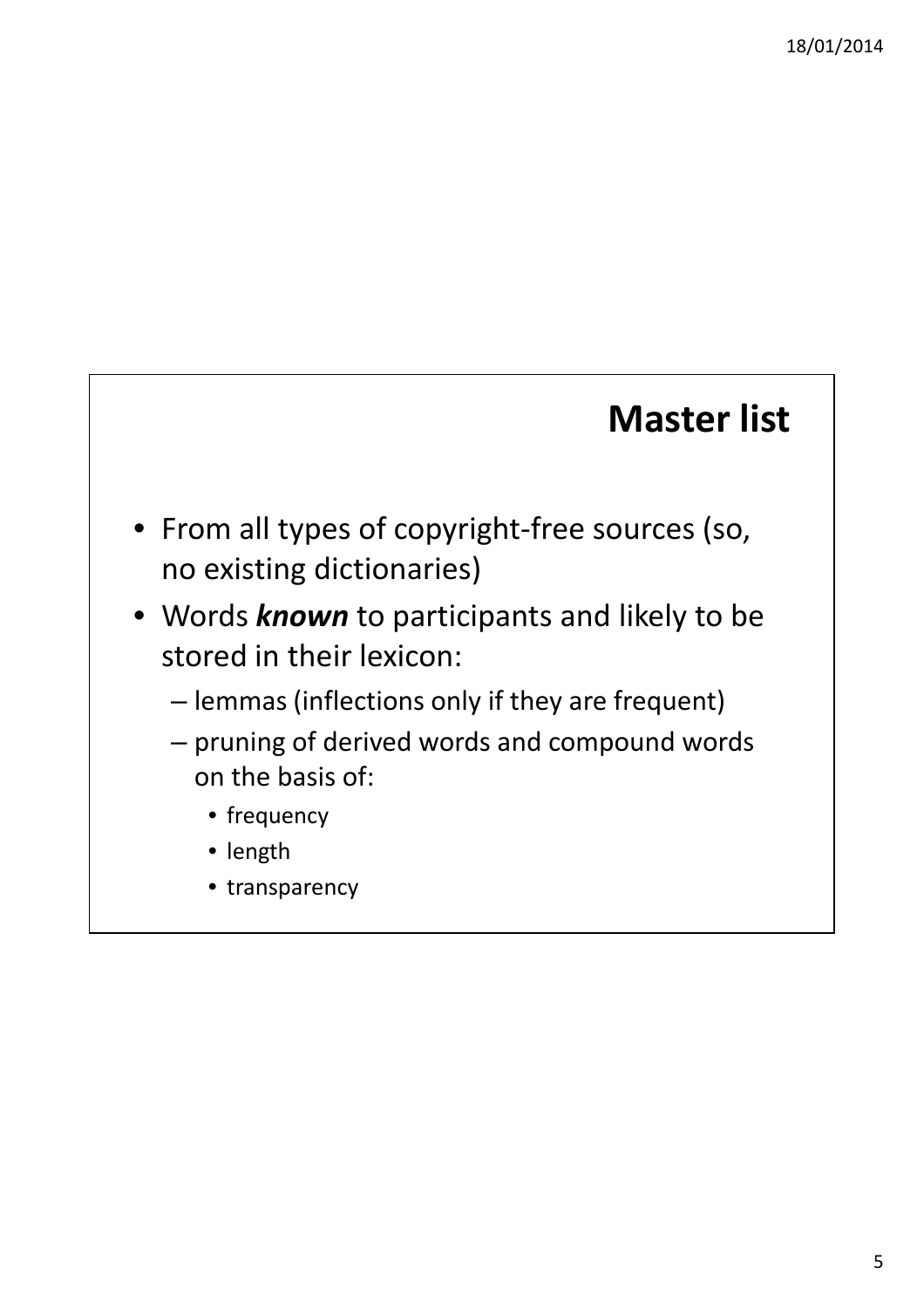## Master list

- From all types of copyright-free sources (so, no existing dictionaries)
- Words ***known*** to participants and likely to be stored in their lexicon:
  - lemmas (inflections only if they are frequent)
  - pruning of derived words and compound words on the basis of:
    - frequency
    - length
    - transparency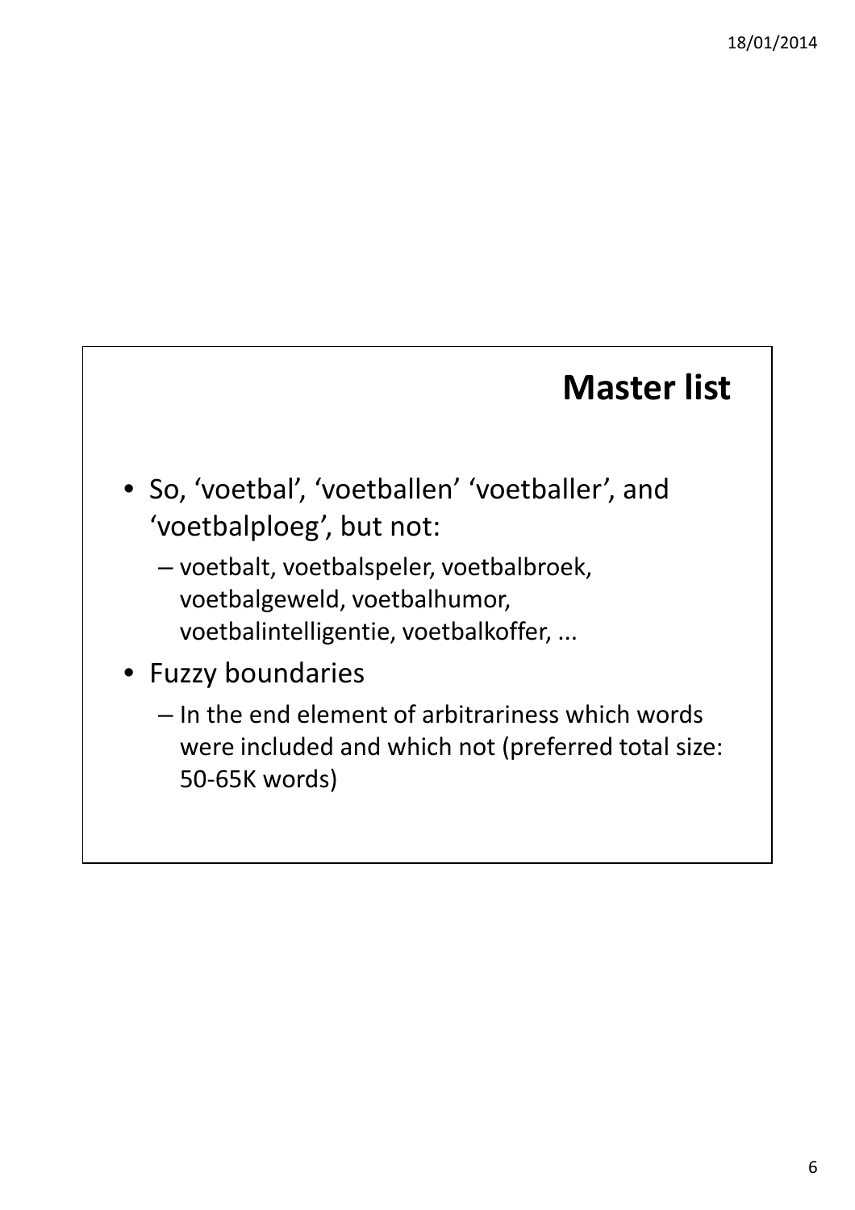## Master list

- So, 'voetbal', 'voetballen' 'voetballer', and 'voetbalploeg', but not:
  - voetbalt, voetbalspeler, voetbalbroek, voetbalgeweld, voetbalhumor, voetbalintelligentie, voetbalkoffer, ...
- Fuzzy boundaries
  - In the end element of arbitrariness which words were included and which not (preferred total size: 50-65K words)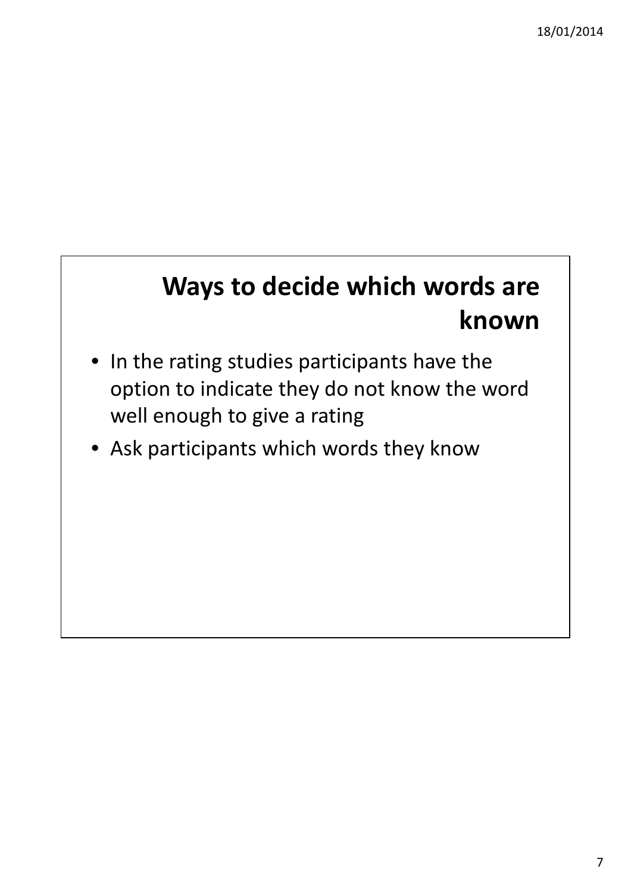# Ways to decide which words are known

- In the rating studies participants have the option to indicate they do not know the word well enough to give a rating
- Ask participants which words they know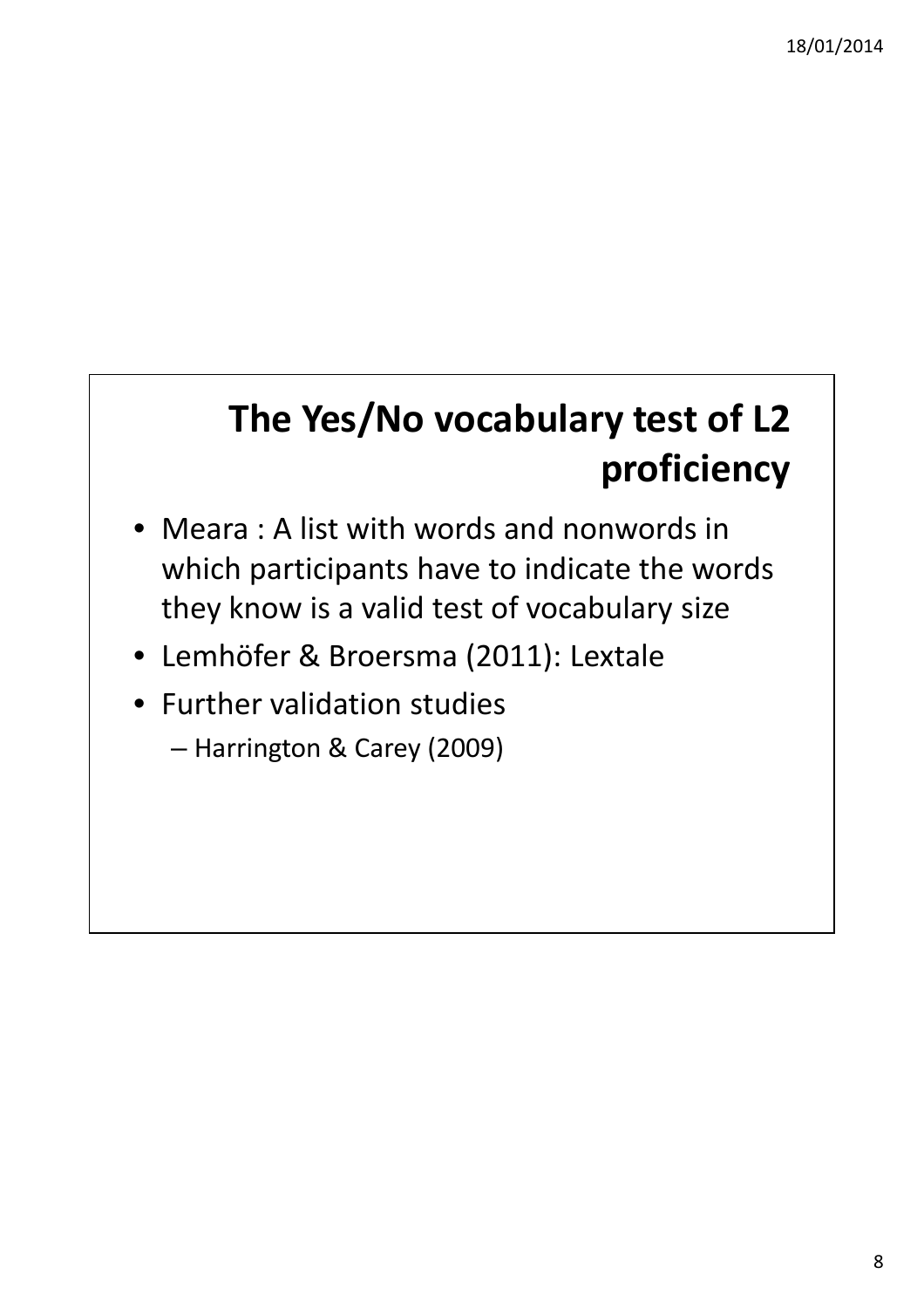## The Yes/No vocabulary test of L2 proficiency

- Meara : A list with words and nonwords in which participants have to indicate the words they know is a valid test of vocabulary size
- Lemhöfer & Broersma (2011): Lextale
- Further validation studies
  - Harrington & Carey (2009)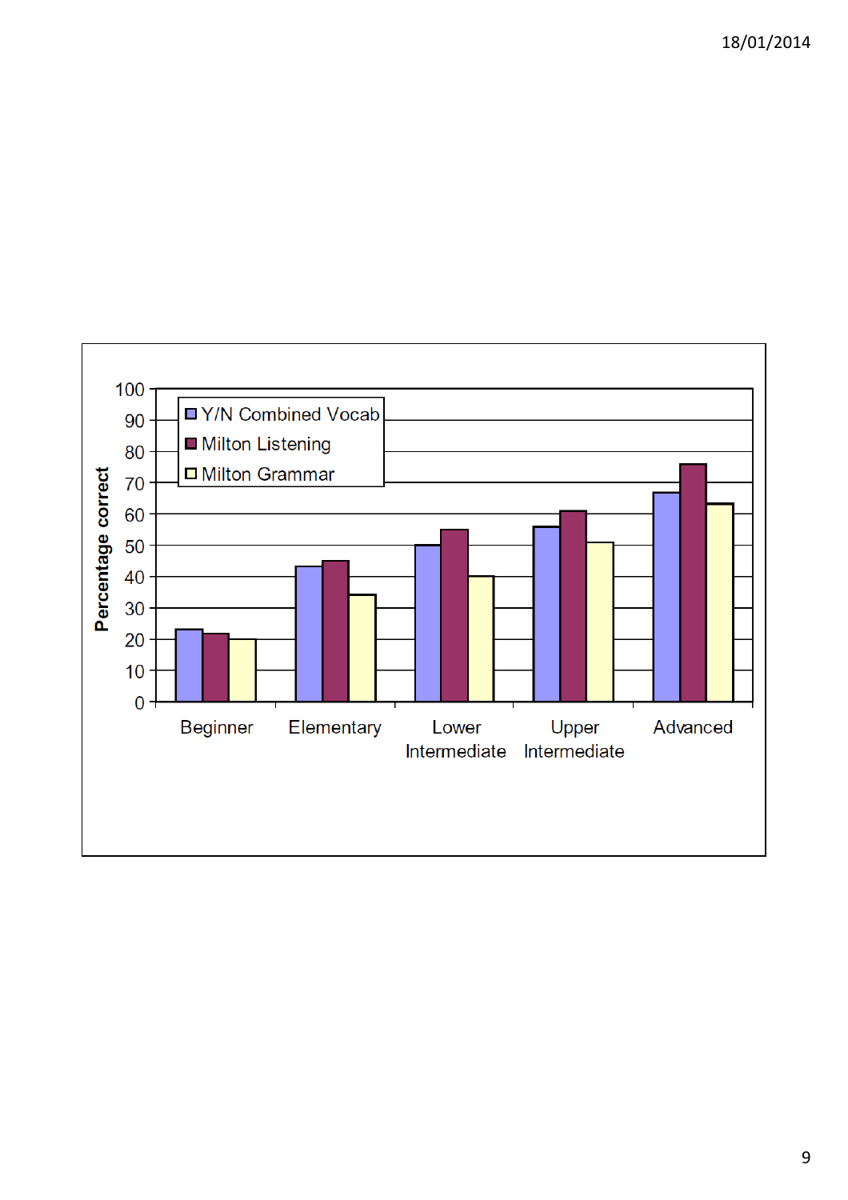Percentage correct

- Y/N Combined Vocab
- Milton Listening
- Milton Grammar

100, 90, 80, 70, 60, 50, 40, 30, 20, 10, 0

Beginner | Elementary | Lower Intermediate | Upper Intermediate | Advanced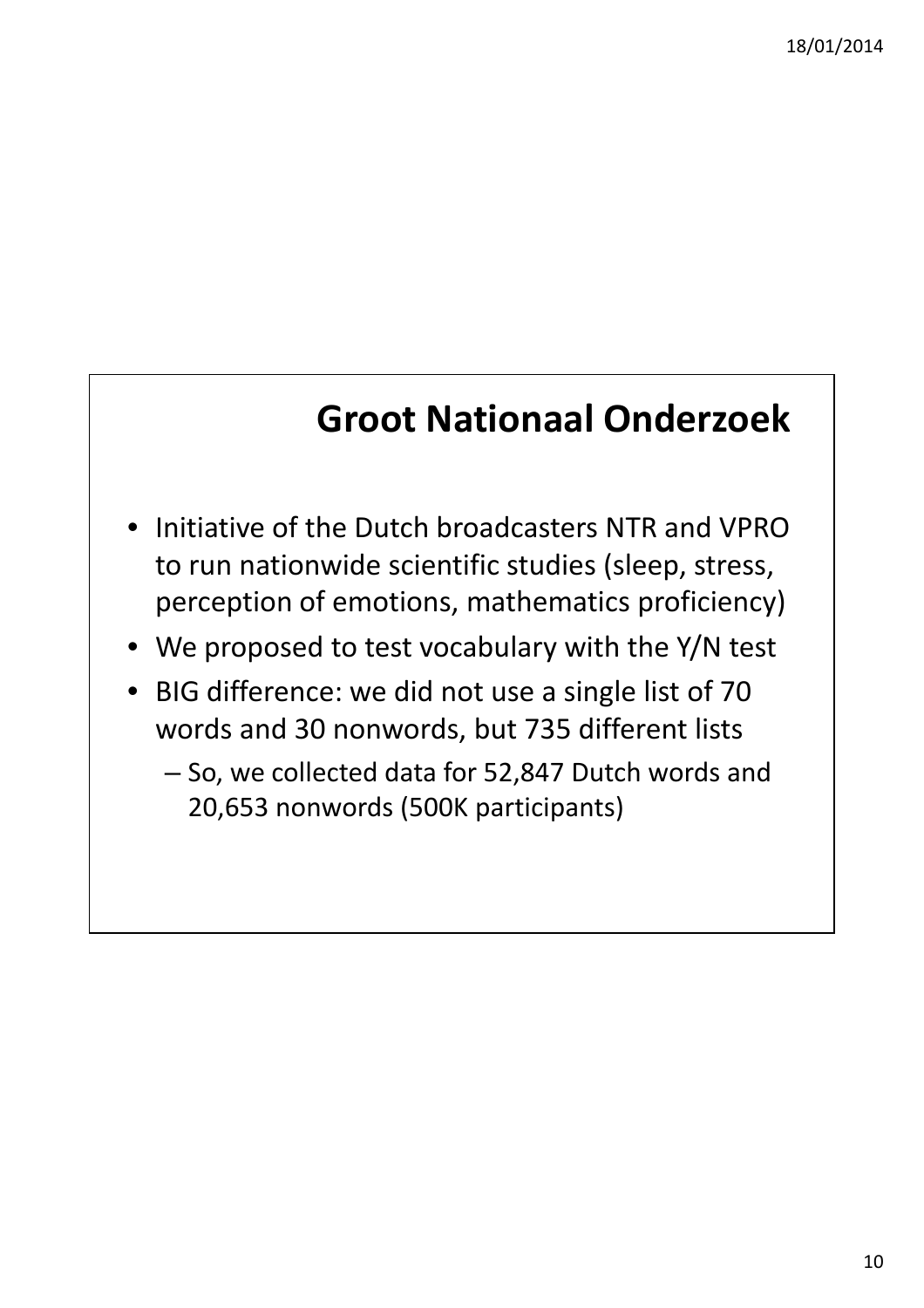# Groot Nationaal Onderzoek

- Initiative of the Dutch broadcasters NTR and VPRO to run nationwide scientific studies (sleep, stress, perception of emotions, mathematics proficiency)
- We proposed to test vocabulary with the Y/N test
- BIG difference: we did not use a single list of 70 words and 30 nonwords, but 735 different lists
  - So, we collected data for 52,847 Dutch words and 20,653 nonwords (500K participants)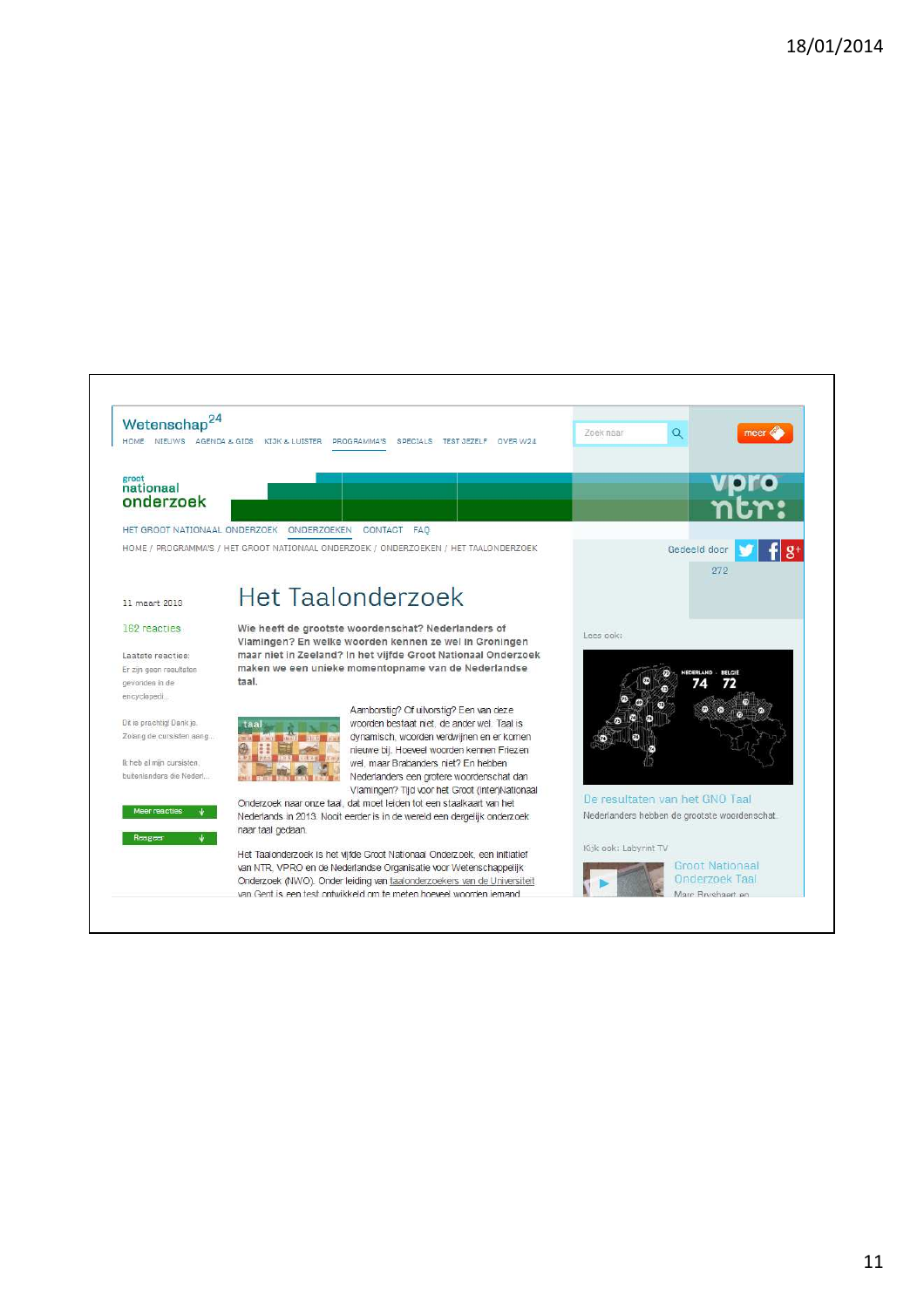18/01/2014

Wetenschap[24]

HOME NIEUWS AGENDA & GIDS KIJK & LUISTER PROGRAMMA'S SPECIALS TEST JEZELF OVER W24

Zoek naar

meer

groot nationaal onderzoek

vpro ntr:

HET GROOT NATIONAAL ONDERZOEK ONDERZOEKEN CONTACT FAQ

HOME / PROGRAMMA'S / HET GROOT NATIONAAL ONDERZOEK / ONDERZOEKEN / HET TAALONDERZOEK

Gedeeld door

272

11 maart 2013

162 reacties

Laatste reacties:

Er zijn geen resultaten gevonden in de encyclopedi...

Dit is prachtig! Dank je. Zolang de cursisten aang...

Ik heb al mijn cursisten, buitenlanders die Nederl...

Meer reacties

Reageer

# Het Taalonderzoek

**Wie heeft de grootste woordenschat? Nederlanders of Vlamingen? En welke woorden kennen ze wel in Groningen maar niet in Zeeland? In het vijfde Groot Nationaal Onderzoek maken we een unieke momentopname van de Nederlandse taal.**

Aamborstig? Of uilvorstig? Een van deze woorden bestaat niet, de ander wel. Taal is dynamisch, woorden verdwijnen en er komen nieuwe bij. Hoeveel woorden kennen Friezen wel, maar Brabanders niet? En hebben Nederlanders een grotere woordenschat dan Vlamingen? Tijd voor het Groot (Inter)Nationaal Onderzoek naar onze taal, dat moet leiden tot een staalkaart van het Nederlands in 2013. Nooit eerder is in de wereld een dergelijk onderzoek naar taal gedaan.

Het Taalonderzoek is het vijfde Groot Nationaal Onderzoek, een initiatief van NTR, VPRO en de Nederlandse Organisatie voor Wetenschappelijk Onderzoek (NWO). Onder leiding van taalonderzoekers van de Universiteit van Gent is een test ontwikkeld om te meten hoeveel woorden iemand

Lees ook:

NEDERLAND · BELGIE 74 72

De resultaten van het GNO Taal

Nederlanders hebben de grootste woordenschat.

Kijk ook: Labyrint TV

Groot Nationaal Onderzoek Taal

Marc Brysbaert en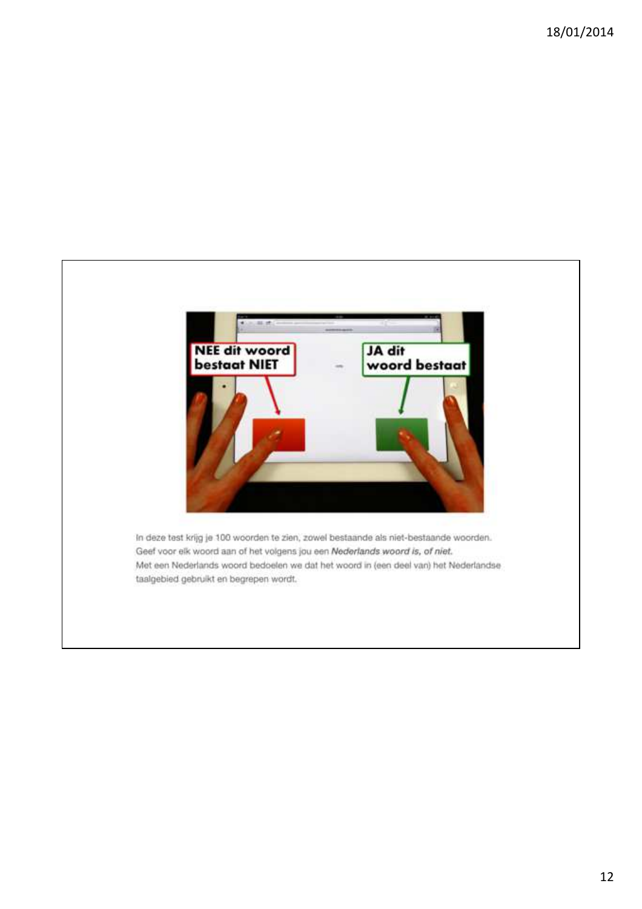NEE dit woord bestaat NIET

JA dit woord bestaat

In deze test krijg je 100 woorden te zien, zowel bestaande als niet-bestaande woorden.
Geef voor elk woord aan of het volgens jou een ***Nederlands woord is, of niet.***
Met een Nederlands woord bedoelen we dat het woord in (een deel van) het Nederlandse taalgebied gebruikt en begrepen wordt.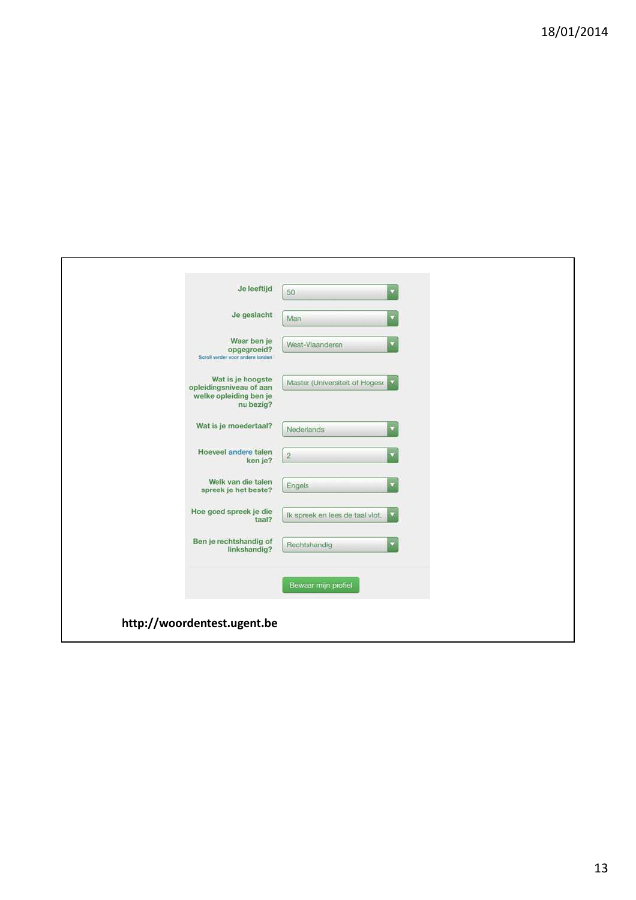| | |
|---|---|
| Je leeftijd | 50 |
| Je geslacht | Man |
| Waar ben je opgegroeid? Scroll verder voor andere landen | West-Vlaanderen |
| Wat is je hoogste opleidingsniveau of aan welke opleiding ben je nu bezig? | Master (Universiteit of Hogesc |
| Wat is je moedertaal? | Nederlands |
| Hoeveel andere talen ken je? | 2 |
| Welk van die talen spreek je het beste? | Engels |
| Hoe goed spreek je die taal? | Ik spreek en lees de taal vlot. |
| Ben je rechtshandig of linkshandig? | Rechtshandig |

Bewaar mijn profiel

**http://woordentest.ugent.be**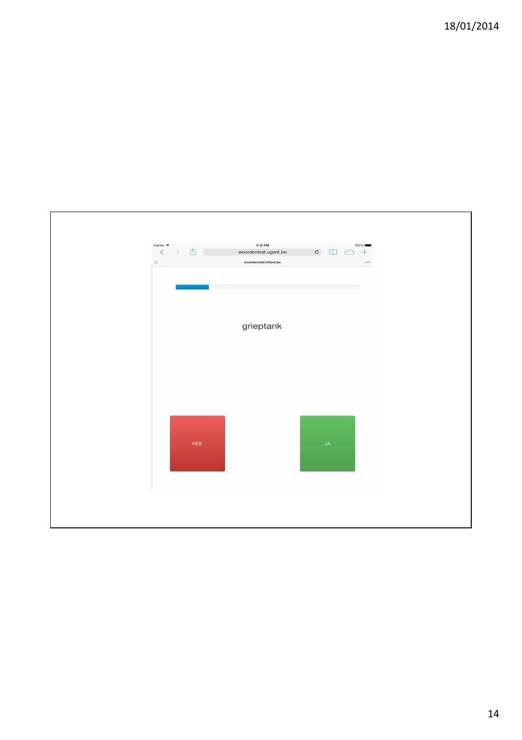Carrier 4:18 PM 100%

woordentest.ugent.be

woordentest.UGent.be

grieptank

NEE

JA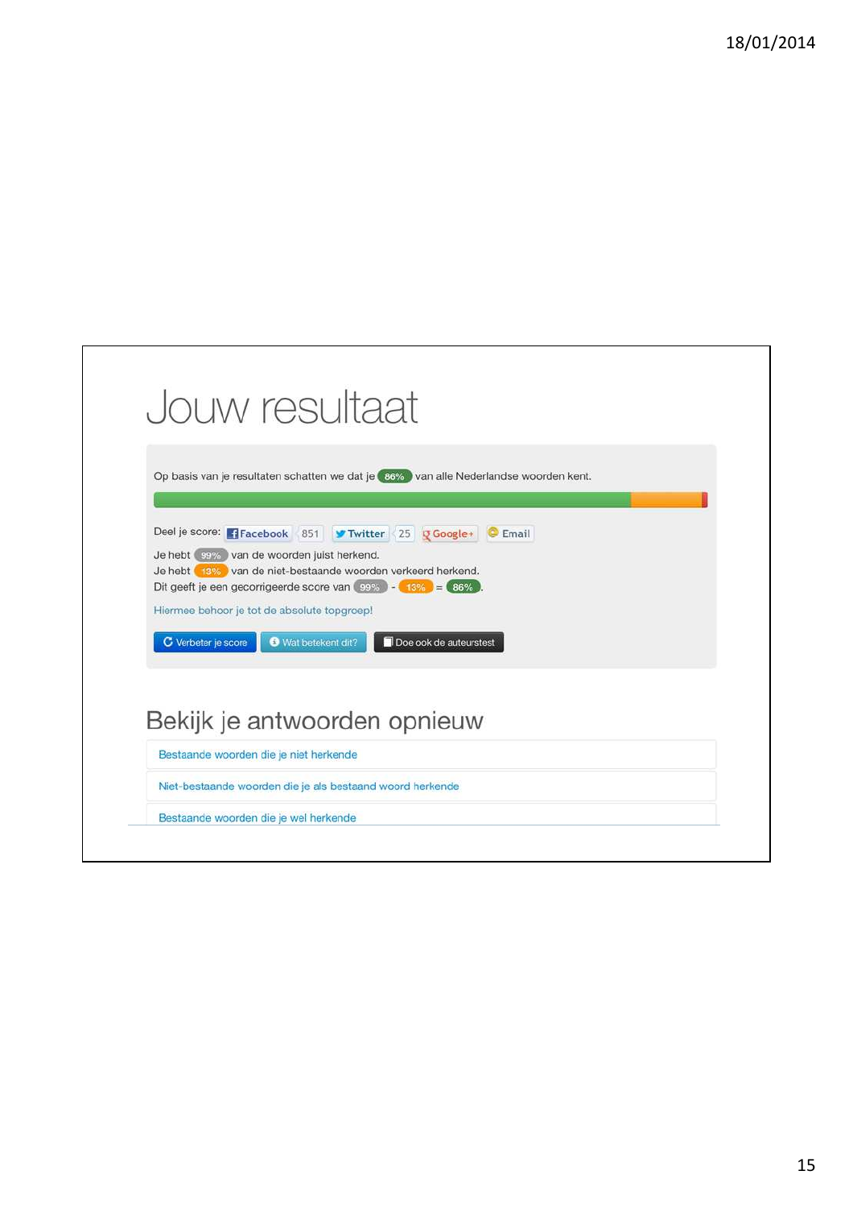# Jouw resultaat

Op basis van je resultaten schatten we dat je 86% van alle Nederlandse woorden kent.

Deel je score: Facebook 851 Twitter 25 Google+ Email

Je hebt 99% van de woorden juist herkend.
Je hebt 13% van de niet-bestaande woorden verkeerd herkend.
Dit geeft je een gecorrigeerde score van 99% - 13% = 86%.

Hiermee behoor je tot de absolute topgroep!

Verbeter je score | Wat betekent dit? | Doe ook de auteurstest

## Bekijk je antwoorden opnieuw

Bestaande woorden die je niet herkende

Niet-bestaande woorden die je als bestaand woord herkende

Bestaande woorden die je wel herkende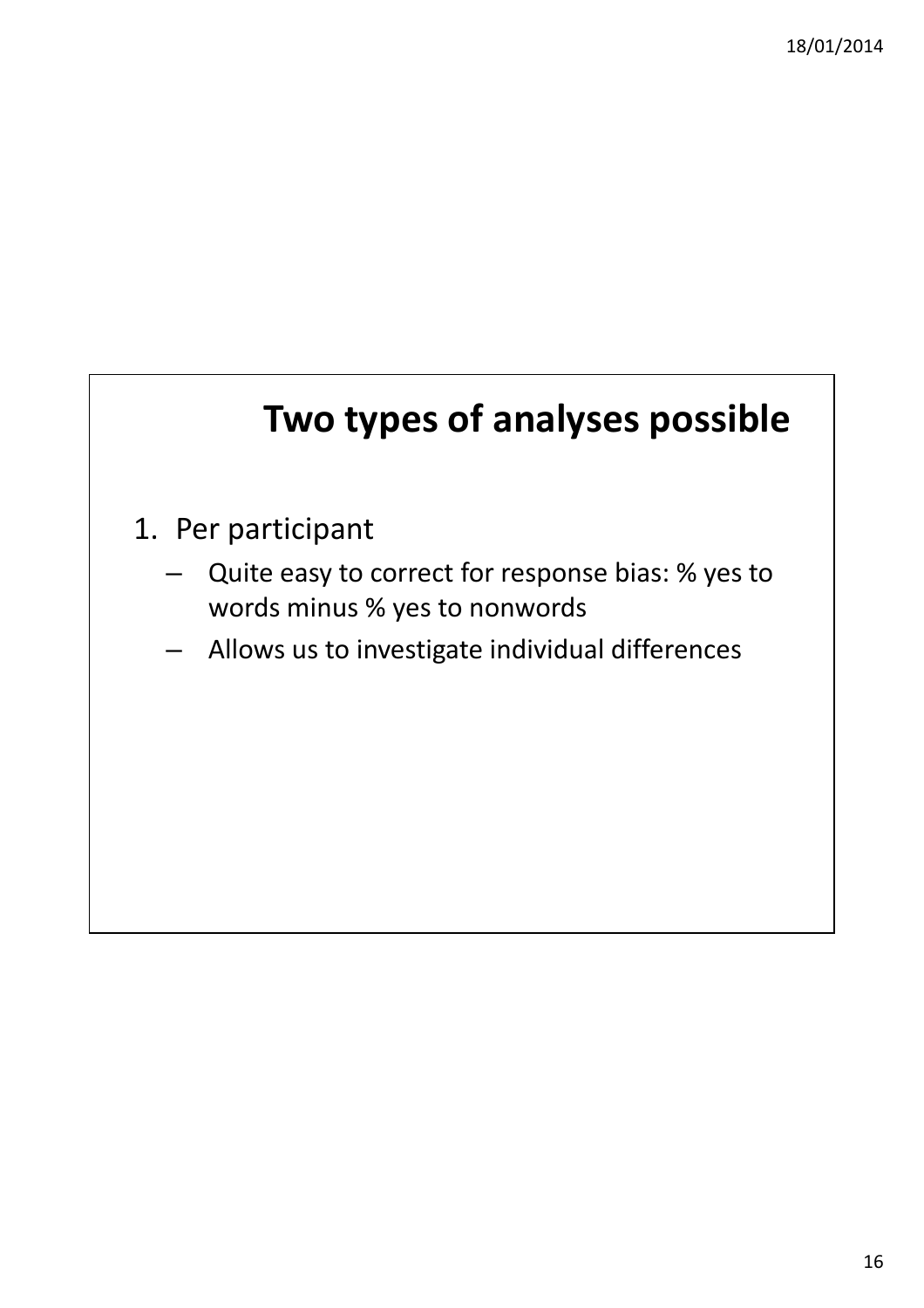# Two types of analyses possible

1. Per participant
   – Quite easy to correct for response bias: % yes to words minus % yes to nonwords
   – Allows us to investigate individual differences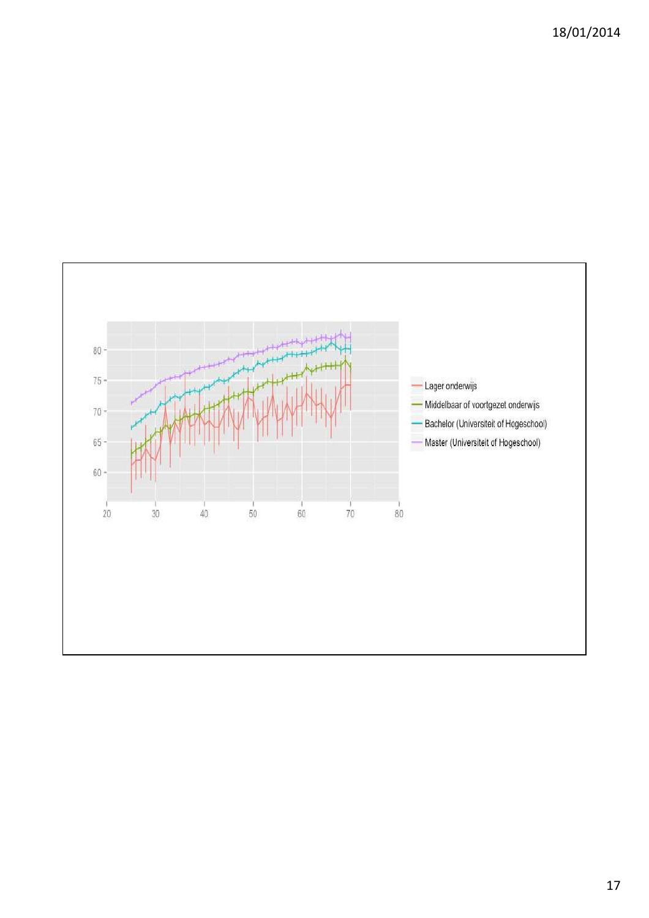- Lager onderwijs
- Middelbaar of voortgezet onderwijs
- Bachelor (Universiteit of Hogeschool)
- Master (Universiteit of Hogeschool)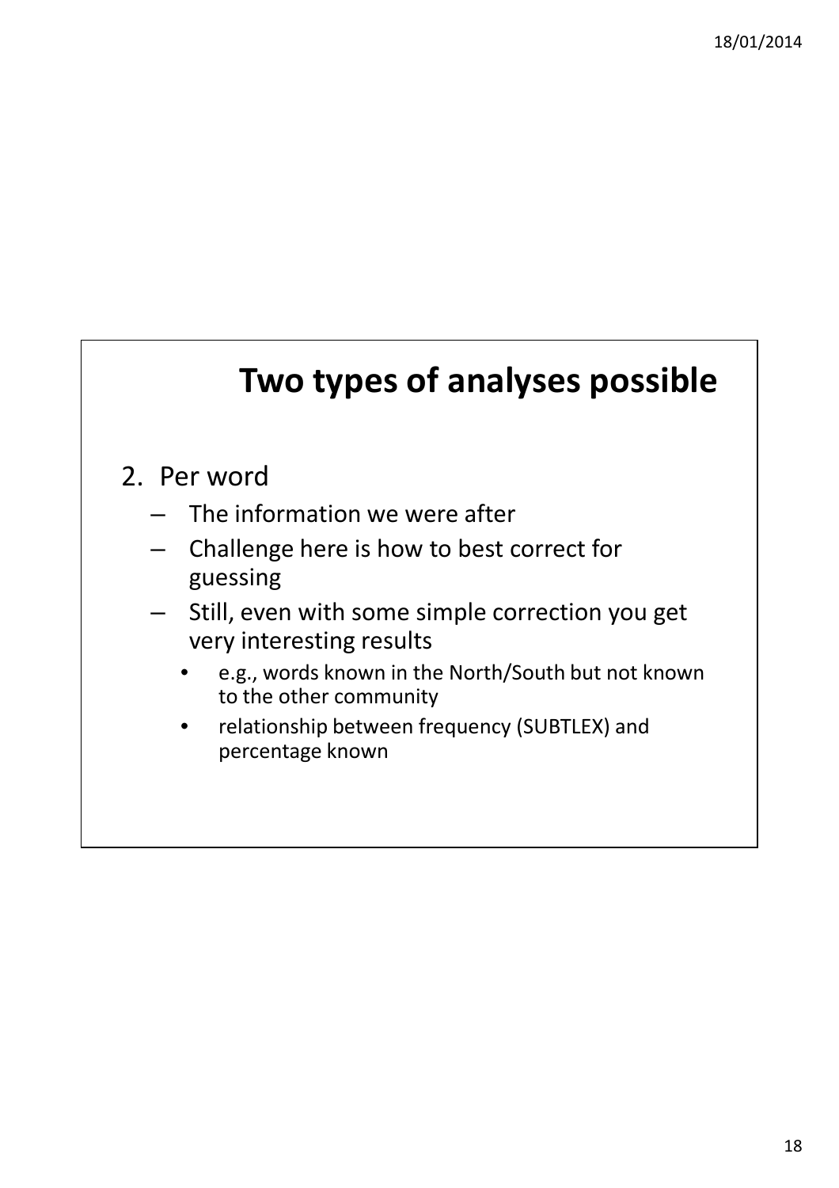# Two types of analyses possible

2. Per word
   - The information we were after
   - Challenge here is how to best correct for guessing
   - Still, even with some simple correction you get very interesting results
     - e.g., words known in the North/South but not known to the other community
     - relationship between frequency (SUBTLEX) and percentage known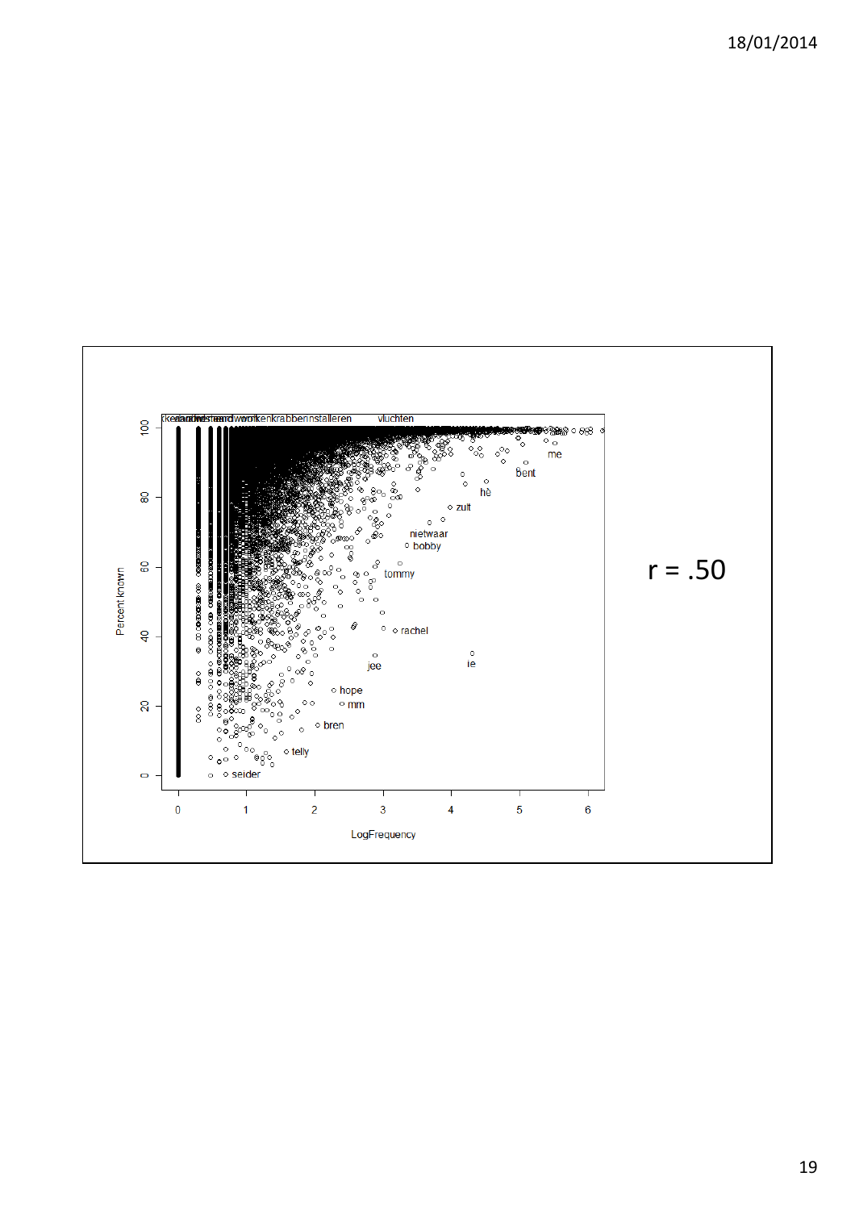r = .50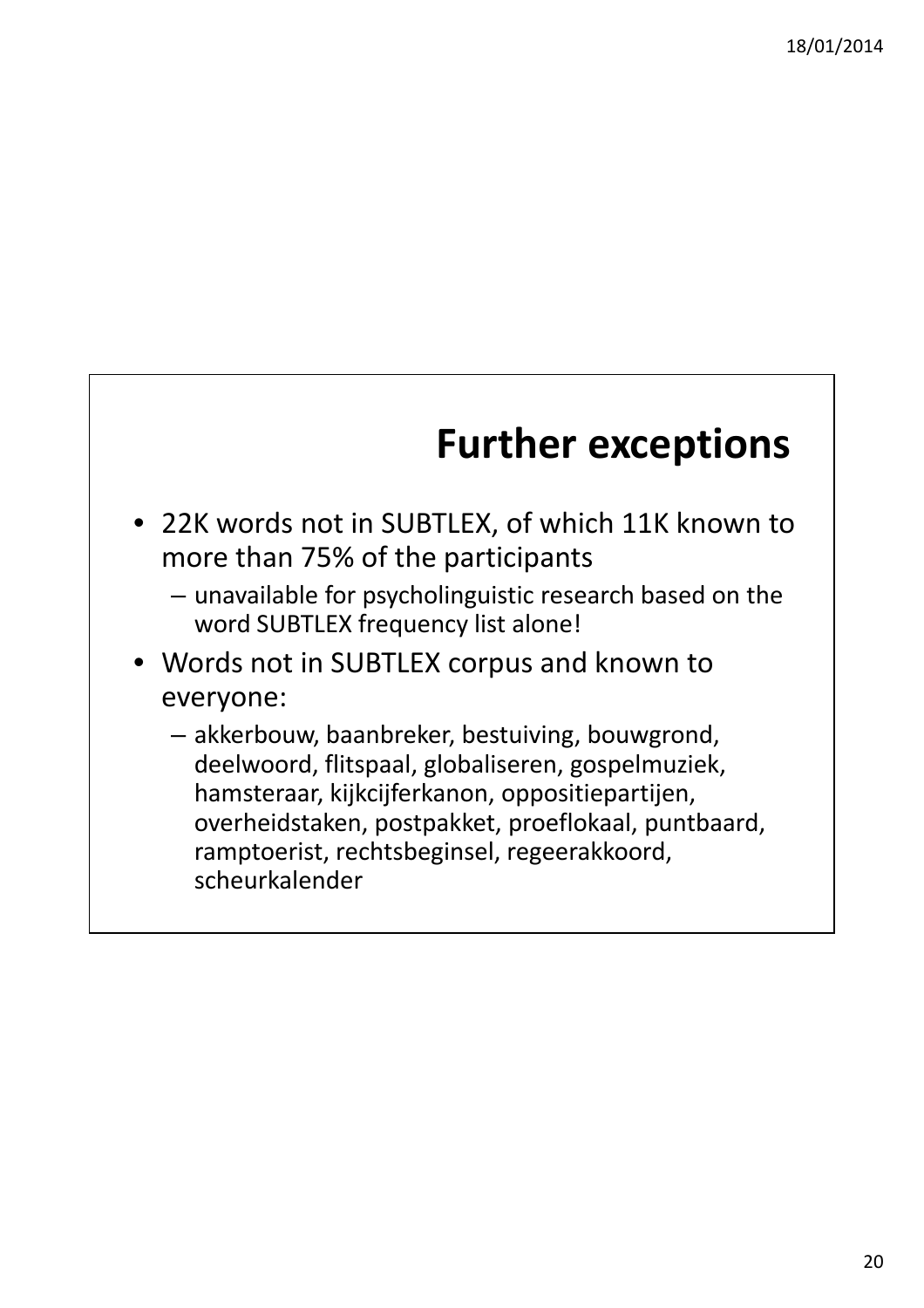# Further exceptions

- 22K words not in SUBTLEX, of which 11K known to more than 75% of the participants
  - unavailable for psycholinguistic research based on the word SUBTLEX frequency list alone!
- Words not in SUBTLEX corpus and known to everyone:
  - akkerbouw, baanbreker, bestuiving, bouwgrond, deelwoord, flitspaal, globaliseren, gospelmuziek, hamsteraar, kijkcijferkanon, oppositiepartijen, overheidstaken, postpakket, proeflokaal, puntbaard, ramptoerist, rechtsbeginsel, regeerakkoord, scheurkalender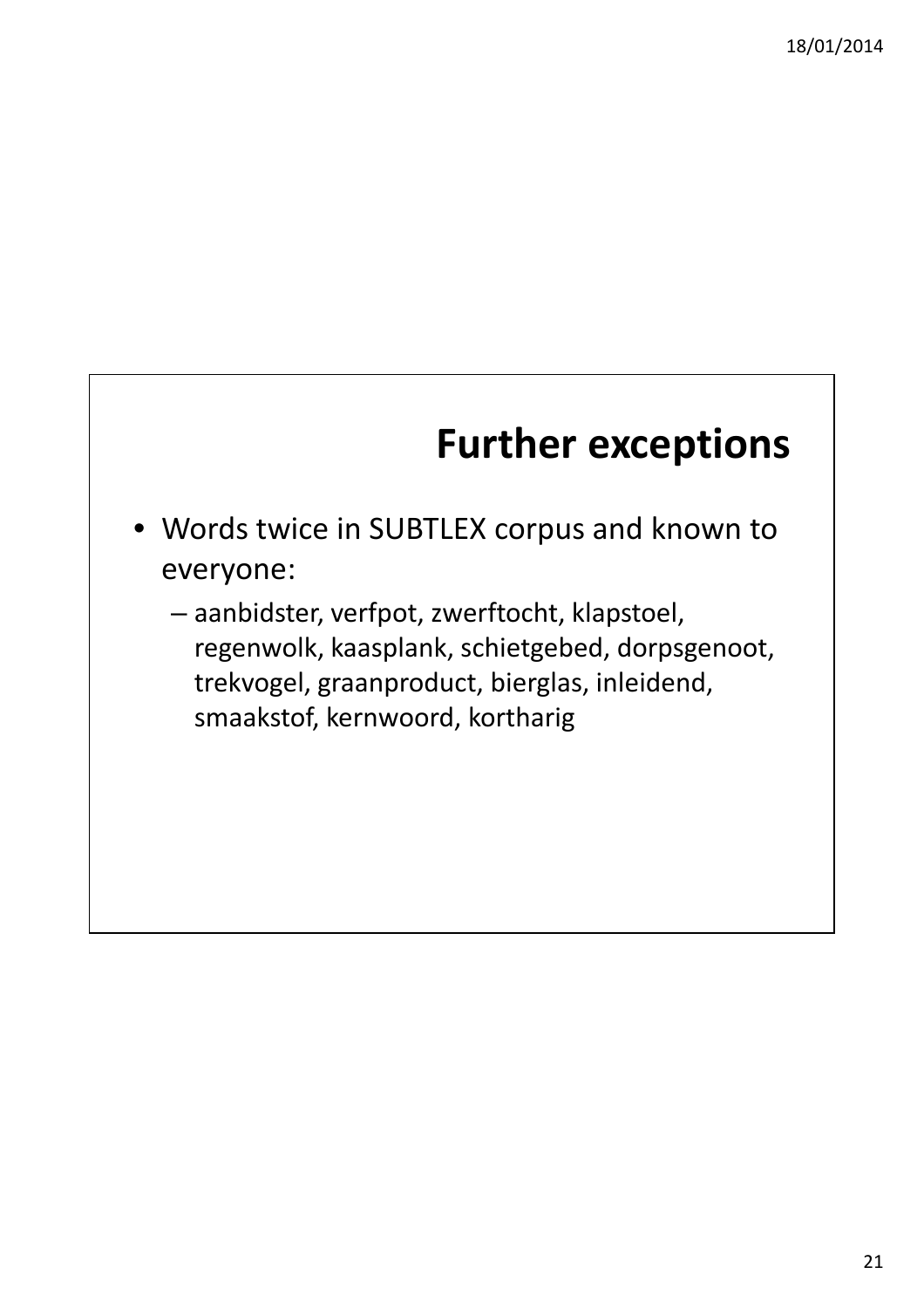# Further exceptions

- Words twice in SUBTLEX corpus and known to everyone:
  - aanbidster, verfpot, zwerftocht, klapstoel, regenwolk, kaasplank, schietgebed, dorpsgenoot, trekvogel, graanproduct, bierglas, inleidend, smaakstof, kernwoord, kortharig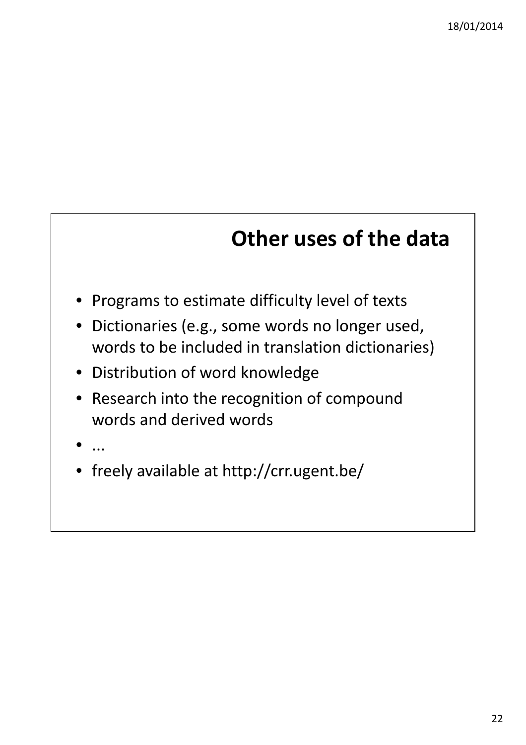## Other uses of the data

- Programs to estimate difficulty level of texts
- Dictionaries (e.g., some words no longer used, words to be included in translation dictionaries)
- Distribution of word knowledge
- Research into the recognition of compound words and derived words
- ...
- freely available at http://crr.ugent.be/